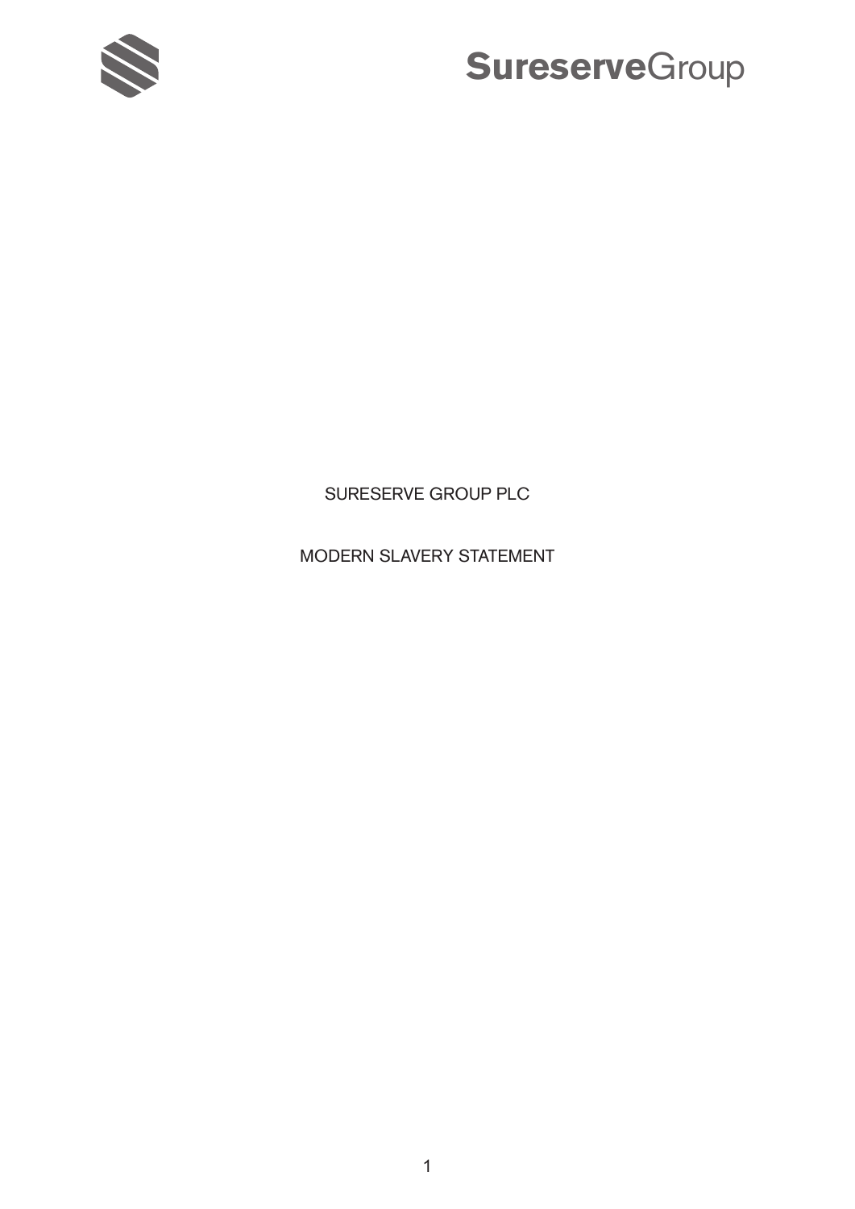# SURESERVE GROUP PLC

## MODERN SLAVERY STATEMENT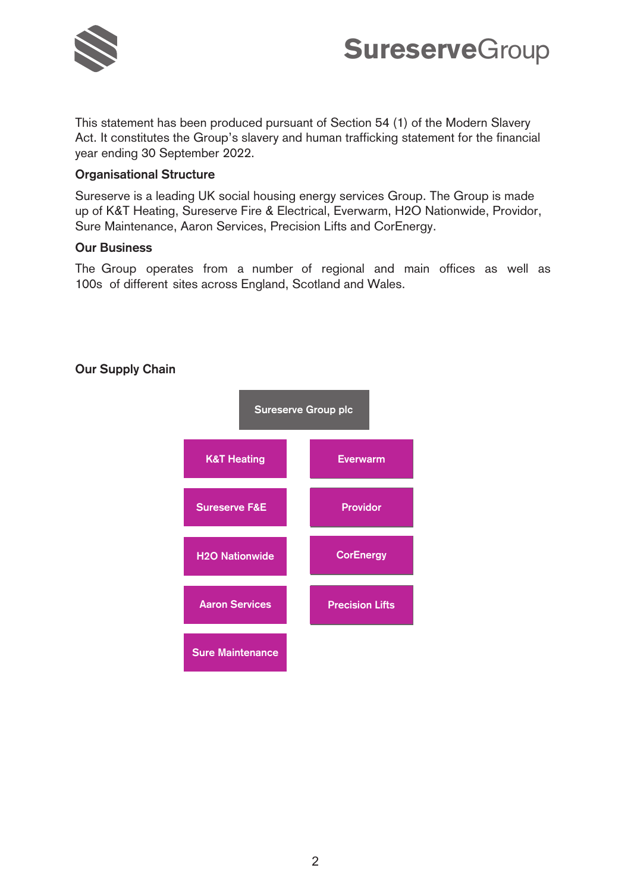This statement has been produced pursuant of Section 54 (1) of the Modern Slavery Act. It constitutes the Group's slavery and human trafficking statement for the financial year ending 30 September 2022.

**Organisational Structure**

Sureserve is a leading UK social housing energy services Group. The Group is made up of K&T Heating, Sureserve Fire & Electrical, Everwarm, H2O Nationwide, Providor, Sure Maintenance, Aaron Services, Precision Lifts and CorEnergy.

**Our Business**

The Group operates from a number of regional and main offices as well as 100s of different sites across England, Scotland and Wales.

**Our Supply Chain**

- Sureserve Group plc
  - K&T Heating
  - Everwarm
  - Sureserve F&E
  - Providor
  - H2O Nationwide
  - CorEnergy
  - Aaron Services
  - Precision Lifts
  - Sure Maintenance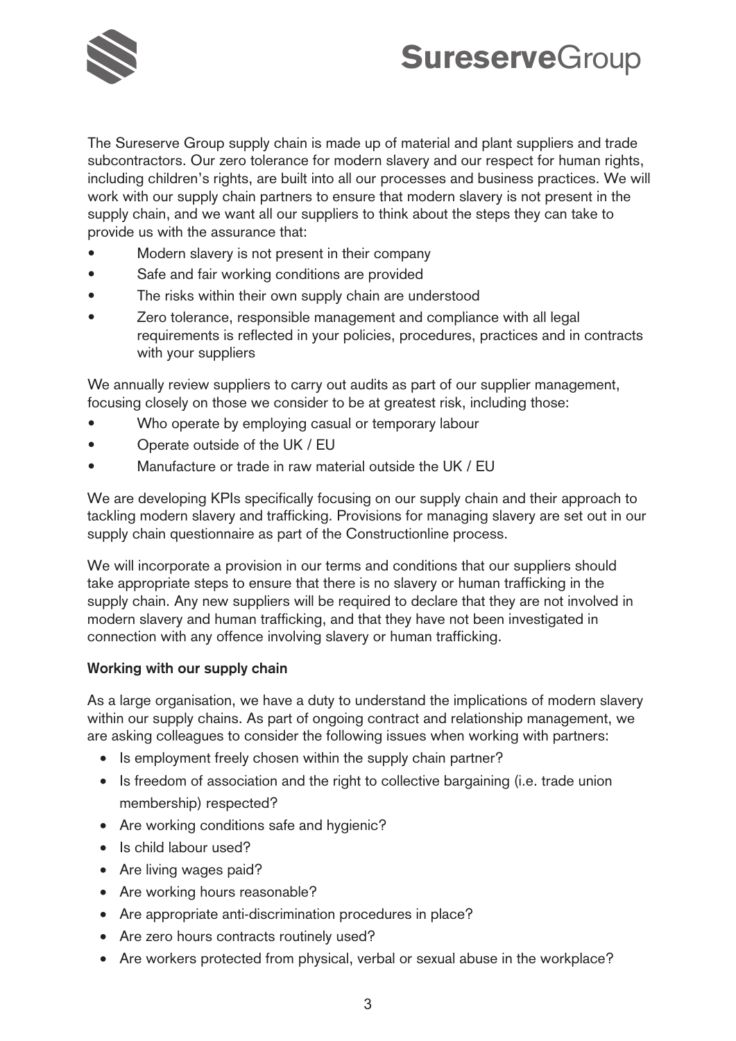The Sureserve Group supply chain is made up of material and plant suppliers and trade subcontractors. Our zero tolerance for modern slavery and our respect for human rights, including children's rights, are built into all our processes and business practices. We will work with our supply chain partners to ensure that modern slavery is not present in the supply chain, and we want all our suppliers to think about the steps they can take to provide us with the assurance that:

- Modern slavery is not present in their company
- Safe and fair working conditions are provided
- The risks within their own supply chain are understood
- Zero tolerance, responsible management and compliance with all legal requirements is reflected in your policies, procedures, practices and in contracts with your suppliers

We annually review suppliers to carry out audits as part of our supplier management, focusing closely on those we consider to be at greatest risk, including those:

- Who operate by employing casual or temporary labour
- Operate outside of the UK / EU
- Manufacture or trade in raw material outside the UK / EU

We are developing KPIs specifically focusing on our supply chain and their approach to tackling modern slavery and trafficking. Provisions for managing slavery are set out in our supply chain questionnaire as part of the Constructionline process.

We will incorporate a provision in our terms and conditions that our suppliers should take appropriate steps to ensure that there is no slavery or human trafficking in the supply chain. Any new suppliers will be required to declare that they are not involved in modern slavery and human trafficking, and that they have not been investigated in connection with any offence involving slavery or human trafficking.

**Working with our supply chain**

As a large organisation, we have a duty to understand the implications of modern slavery within our supply chains. As part of ongoing contract and relationship management, we are asking colleagues to consider the following issues when working with partners:

- Is employment freely chosen within the supply chain partner?
- Is freedom of association and the right to collective bargaining (i.e. trade union membership) respected?
- Are working conditions safe and hygienic?
- Is child labour used?
- Are living wages paid?
- Are working hours reasonable?
- Are appropriate anti-discrimination procedures in place?
- Are zero hours contracts routinely used?
- Are workers protected from physical, verbal or sexual abuse in the workplace?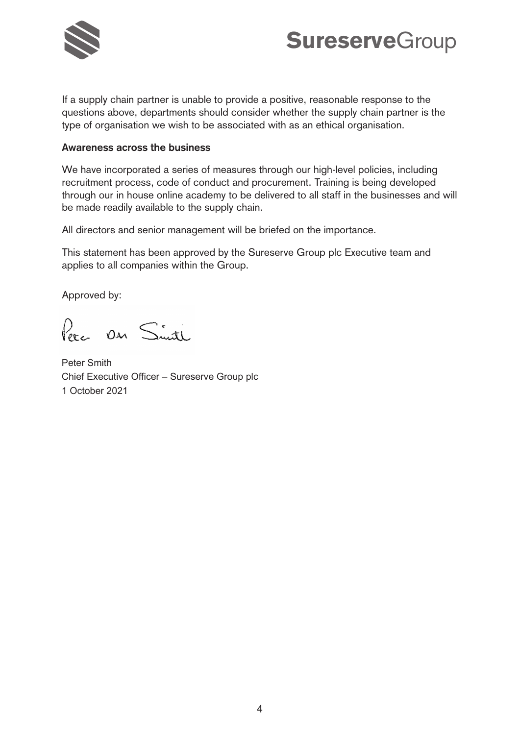If a supply chain partner is unable to provide a positive, reasonable response to the questions above, departments should consider whether the supply chain partner is the type of organisation we wish to be associated with as an ethical organisation.

**Awareness across the business**

We have incorporated a series of measures through our high-level policies, including recruitment process, code of conduct and procurement. Training is being developed through our in house online academy to be delivered to all staff in the businesses and will be made readily available to the supply chain.

All directors and senior management will be briefed on the importance.

This statement has been approved by the Sureserve Group plc Executive team and applies to all companies within the Group.

Approved by:

Peter Smith
Chief Executive Officer – Sureserve Group plc
1 October 2021